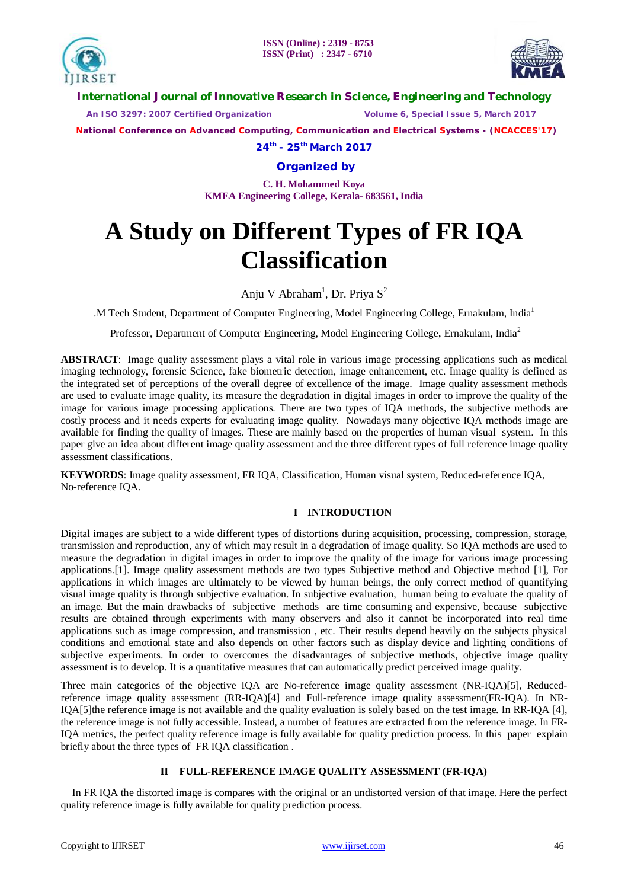# A Study on Different Types of FR IQA Classification

Anju V Abraham[1], Dr. Priya S[2]

.M Tech Student, Department of Computer Engineering, Model Engineering College, Ernakulam, India[1]

Professor, Department of Computer Engineering, Model Engineering College, Ernakulam, India[2]

**ABSTRACT**: Image quality assessment plays a vital role in various image processing applications such as medical imaging technology, forensic Science, fake biometric detection, image enhancement, etc. Image quality is defined as the integrated set of perceptions of the overall degree of excellence of the image. Image quality assessment methods are used to evaluate image quality, its measure the degradation in digital images in order to improve the quality of the image for various image processing applications. There are two types of IQA methods, the subjective methods are costly process and it needs experts for evaluating image quality. Nowadays many objective IQA methods image are available for finding the quality of images. These are mainly based on the properties of human visual system. In this paper give an idea about different image quality assessment and the three different types of full reference image quality assessment classifications.

**KEYWORDS**: Image quality assessment, FR IQA, Classification, Human visual system, Reduced-reference IQA, No-reference IQA.

## I INTRODUCTION

Digital images are subject to a wide different types of distortions during acquisition, processing, compression, storage, transmission and reproduction, any of which may result in a degradation of image quality. So IQA methods are used to measure the degradation in digital images in order to improve the quality of the image for various image processing applications.[1]. Image quality assessment methods are two types Subjective method and Objective method [1], For applications in which images are ultimately to be viewed by human beings, the only correct method of quantifying visual image quality is through subjective evaluation. In subjective evaluation, human being to evaluate the quality of an image. But the main drawbacks of subjective methods are time consuming and expensive, because subjective results are obtained through experiments with many observers and also it cannot be incorporated into real time applications such as image compression, and transmission , etc. Their results depend heavily on the subjects physical conditions and emotional state and also depends on other factors such as display device and lighting conditions of subjective experiments. In order to overcomes the disadvantages of subjective methods, objective image quality assessment is to develop. It is a quantitative measures that can automatically predict perceived image quality.

Three main categories of the objective IQA are No-reference image quality assessment (NR-IQA)[5], Reduced-reference image quality assessment (RR-IQA)[4] and Full-reference image quality assessment(FR-IQA). In NR-IQA[5]the reference image is not available and the quality evaluation is solely based on the test image. In RR-IQA [4], the reference image is not fully accessible. Instead, a number of features are extracted from the reference image. In FR-IQA metrics, the perfect quality reference image is fully available for quality prediction process. In this paper explain briefly about the three types of FR IQA classification .

## II FULL-REFERENCE IMAGE QUALITY ASSESSMENT (FR-IQA)

In FR IQA the distorted image is compares with the original or an undistorted version of that image. Here the perfect quality reference image is fully available for quality prediction process.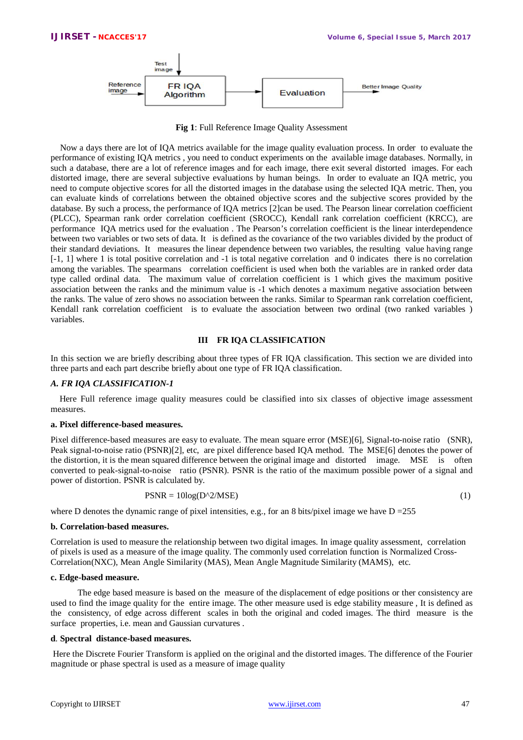**Fig 1**: Full Reference Image Quality Assessment

Now a days there are lot of IQA metrics available for the image quality evaluation process. In order to evaluate the performance of existing IQA metrics , you need to conduct experiments on the available image databases. Normally, in such a database, there are a lot of reference images and for each image, there exit several distorted images. For each distorted image, there are several subjective evaluations by human beings. In order to evaluate an IQA metric, you need to compute objective scores for all the distorted images in the database using the selected IQA metric. Then, you can evaluate kinds of correlations between the obtained objective scores and the subjective scores provided by the database. By such a process, the performance of IQA metrics [2]can be used. The Pearson linear correlation coefficient (PLCC), Spearman rank order correlation coefficient (SROCC), Kendall rank correlation coefficient (KRCC), are performance IQA metrics used for the evaluation . The Pearson's correlation coefficient is the linear interdependence between two variables or two sets of data. It is defined as the covariance of the two variables divided by the product of their standard deviations. It measures the linear dependence between two variables, the resulting value having range [-1, 1] where 1 is total positive correlation and -1 is total negative correlation and 0 indicates there is no correlation among the variables. The spearmans correlation coefficient is used when both the variables are in ranked order data type called ordinal data. The maximum value of correlation coefficient is 1 which gives the maximum positive association between the ranks and the minimum value is -1 which denotes a maximum negative association between the ranks. The value of zero shows no association between the ranks. Similar to Spearman rank correlation coefficient, Kendall rank correlation coefficient is to evaluate the association between two ordinal (two ranked variables ) variables.

## III FR IQA CLASSIFICATION

In this section we are briefly describing about three types of FR IQA classification. This section we are divided into three parts and each part describe briefly about one type of FR IQA classification.

### *A. FR IQA CLASSIFICATION-1*

Here Full reference image quality measures could be classified into six classes of objective image assessment measures.

#### a. Pixel difference-based measures.

Pixel difference-based measures are easy to evaluate. The mean square error (MSE)[6], Signal-to-noise ratio (SNR), Peak signal-to-noise ratio (PSNR)[2], etc, are pixel difference based IQA method. The MSE[6] denotes the power of the distortion, it is the mean squared difference between the original image and distorted image. MSE is often converted to peak-signal-to-noise ratio (PSNR). PSNR is the ratio of the maximum possible power of a signal and power of distortion. PSNR is calculated by.

$$PSNR = 10\log(D^2/MSE) \tag{1}$$

where D denotes the dynamic range of pixel intensities, e.g., for an 8 bits/pixel image we have D =255

#### b. Correlation-based measures.

Correlation is used to measure the relationship between two digital images. In image quality assessment, correlation of pixels is used as a measure of the image quality. The commonly used correlation function is Normalized Cross-Correlation(NXC), Mean Angle Similarity (MAS), Mean Angle Magnitude Similarity (MAMS), etc.

#### c. Edge-based measure.

The edge based measure is based on the measure of the displacement of edge positions or ther consistency are used to find the image quality for the entire image. The other measure used is edge stability measure , It is defined as the consistency, of edge across different scales in both the original and coded images. The third measure is the surface properties, i.e. mean and Gaussian curvatures .

#### d. Spectral distance-based measures.

Here the Discrete Fourier Transform is applied on the original and the distorted images. The difference of the Fourier magnitude or phase spectral is used as a measure of image quality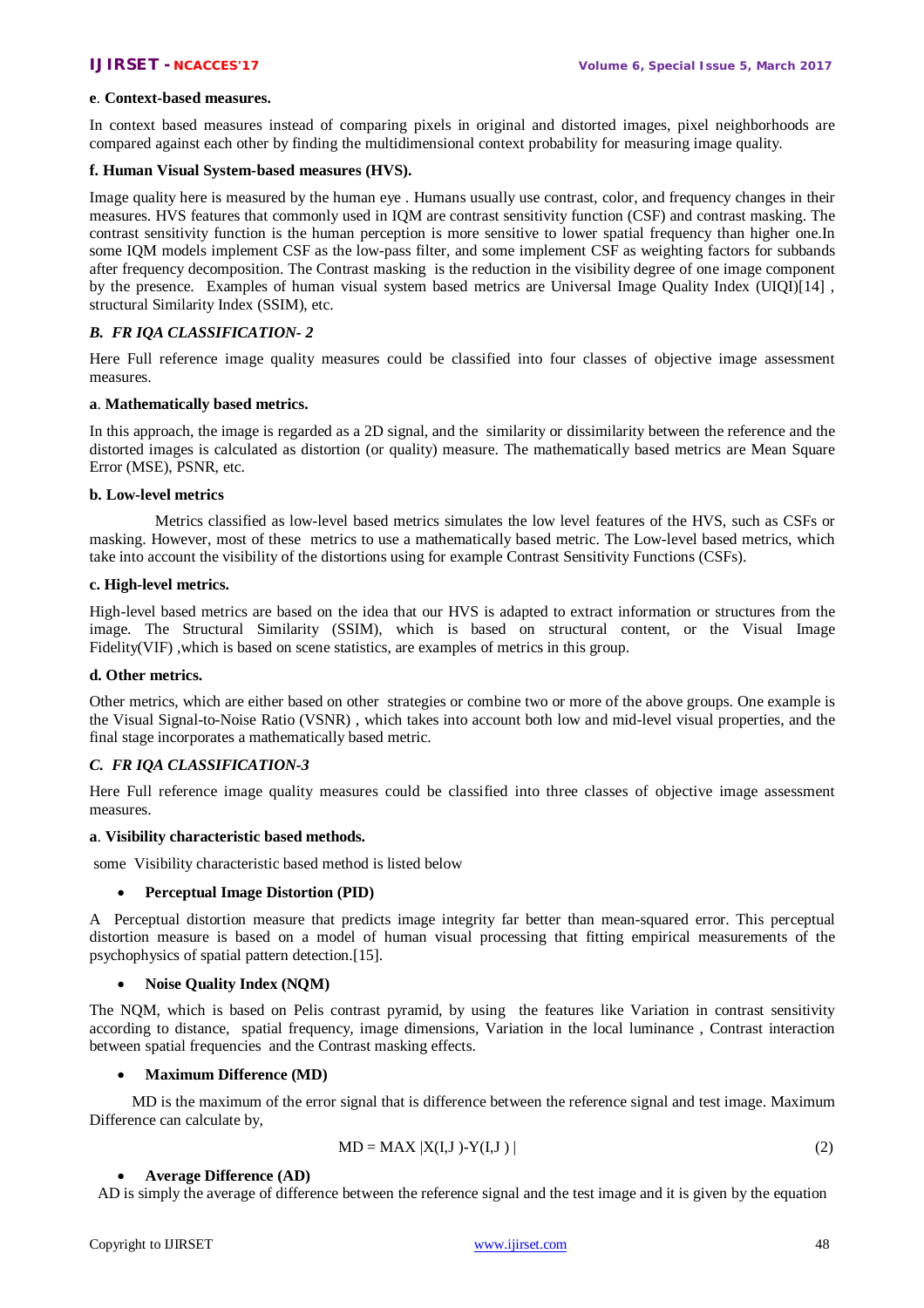**e**. **Context-based measures.**

In context based measures instead of comparing pixels in original and distorted images, pixel neighborhoods are compared against each other by finding the multidimensional context probability for measuring image quality.

**f. Human Visual System-based measures (HVS).**

Image quality here is measured by the human eye . Humans usually use contrast, color, and frequency changes in their measures. HVS features that commonly used in IQM are contrast sensitivity function (CSF) and contrast masking. The contrast sensitivity function is the human perception is more sensitive to lower spatial frequency than higher one.In some IQM models implement CSF as the low-pass filter, and some implement CSF as weighting factors for subbands after frequency decomposition. The Contrast masking is the reduction in the visibility degree of one image component by the presence. Examples of human visual system based metrics are Universal Image Quality Index (UIQI)[14] , structural Similarity Index (SSIM), etc.

### *B. FR IQA CLASSIFICATION- 2*

Here Full reference image quality measures could be classified into four classes of objective image assessment measures.

**a**. **Mathematically based metrics.**

In this approach, the image is regarded as a 2D signal, and the similarity or dissimilarity between the reference and the distorted images is calculated as distortion (or quality) measure. The mathematically based metrics are Mean Square Error (MSE), PSNR, etc.

**b. Low-level metrics**

Metrics classified as low-level based metrics simulates the low level features of the HVS, such as CSFs or masking. However, most of these metrics to use a mathematically based metric. The Low-level based metrics, which take into account the visibility of the distortions using for example Contrast Sensitivity Functions (CSFs).

**c. High-level metrics.**

High-level based metrics are based on the idea that our HVS is adapted to extract information or structures from the image. The Structural Similarity (SSIM), which is based on structural content, or the Visual Image Fidelity(VIF) ,which is based on scene statistics, are examples of metrics in this group.

**d. Other metrics.**

Other metrics, which are either based on other strategies or combine two or more of the above groups. One example is the Visual Signal-to-Noise Ratio (VSNR) , which takes into account both low and mid-level visual properties, and the final stage incorporates a mathematically based metric.

### *C. FR IQA CLASSIFICATION-3*

Here Full reference image quality measures could be classified into three classes of objective image assessment measures.

**a**. **Visibility characteristic based methods.**

some Visibility characteristic based method is listed below

- **Perceptual Image Distortion (PID)**

A Perceptual distortion measure that predicts image integrity far better than mean-squared error. This perceptual distortion measure is based on a model of human visual processing that fitting empirical measurements of the psychophysics of spatial pattern detection.[15].

- **Noise Quality Index (NQM)**

The NQM, which is based on Pelis contrast pyramid, by using the features like Variation in contrast sensitivity according to distance, spatial frequency, image dimensions, Variation in the local luminance , Contrast interaction between spatial frequencies and the Contrast masking effects.

- **Maximum Difference (MD)**

MD is the maximum of the error signal that is difference between the reference signal and test image. Maximum Difference can calculate by,

$$MD = MAX\ |X(I,J)-Y(I,J)| \tag{2}$$

- **Average Difference (AD)**

AD is simply the average of difference between the reference signal and the test image and it is given by the equation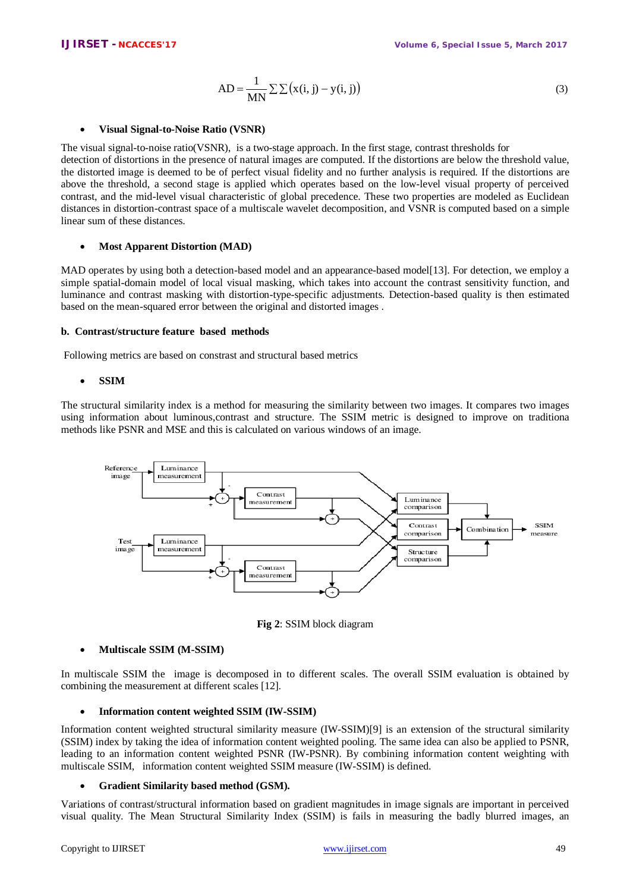$$AD = \frac{1}{MN}\sum\sum\left(x(i, j) - y(i, j)\right) \tag{3}$$

- **Visual Signal-to-Noise Ratio (VSNR)**

The visual signal-to-noise ratio(VSNR), is a two-stage approach. In the first stage, contrast thresholds for detection of distortions in the presence of natural images are computed. If the distortions are below the threshold value, the distorted image is deemed to be of perfect visual fidelity and no further analysis is required. If the distortions are above the threshold, a second stage is applied which operates based on the low-level visual property of perceived contrast, and the mid-level visual characteristic of global precedence. These two properties are modeled as Euclidean distances in distortion-contrast space of a multiscale wavelet decomposition, and VSNR is computed based on a simple linear sum of these distances.

- **Most Apparent Distortion (MAD)**

MAD operates by using both a detection-based model and an appearance-based model[13]. For detection, we employ a simple spatial-domain model of local visual masking, which takes into account the contrast sensitivity function, and luminance and contrast masking with distortion-type-specific adjustments. Detection-based quality is then estimated based on the mean-squared error between the original and distorted images .

**b. Contrast/structure feature based methods**

Following metrics are based on constrast and structural based metrics

- **SSIM**

The structural similarity index is a method for measuring the similarity between two images. It compares two images using information about luminous,contrast and structure. The SSIM metric is designed to improve on traditiona methods like PSNR and MSE and this is calculated on various windows of an image.

**Fig 2**: SSIM block diagram

- **Multiscale SSIM (M-SSIM)**

In multiscale SSIM the image is decomposed in to different scales. The overall SSIM evaluation is obtained by combining the measurement at different scales [12].

- **Information content weighted SSIM (IW-SSIM)**

Information content weighted structural similarity measure (IW-SSIM)[9] is an extension of the structural similarity (SSIM) index by taking the idea of information content weighted pooling. The same idea can also be applied to PSNR, leading to an information content weighted PSNR (IW-PSNR). By combining information content weighting with multiscale SSIM, information content weighted SSIM measure (IW-SSIM) is defined.

- **Gradient Similarity based method (GSM).**

Variations of contrast/structural information based on gradient magnitudes in image signals are important in perceived visual quality. The Mean Structural Similarity Index (SSIM) is fails in measuring the badly blurred images, an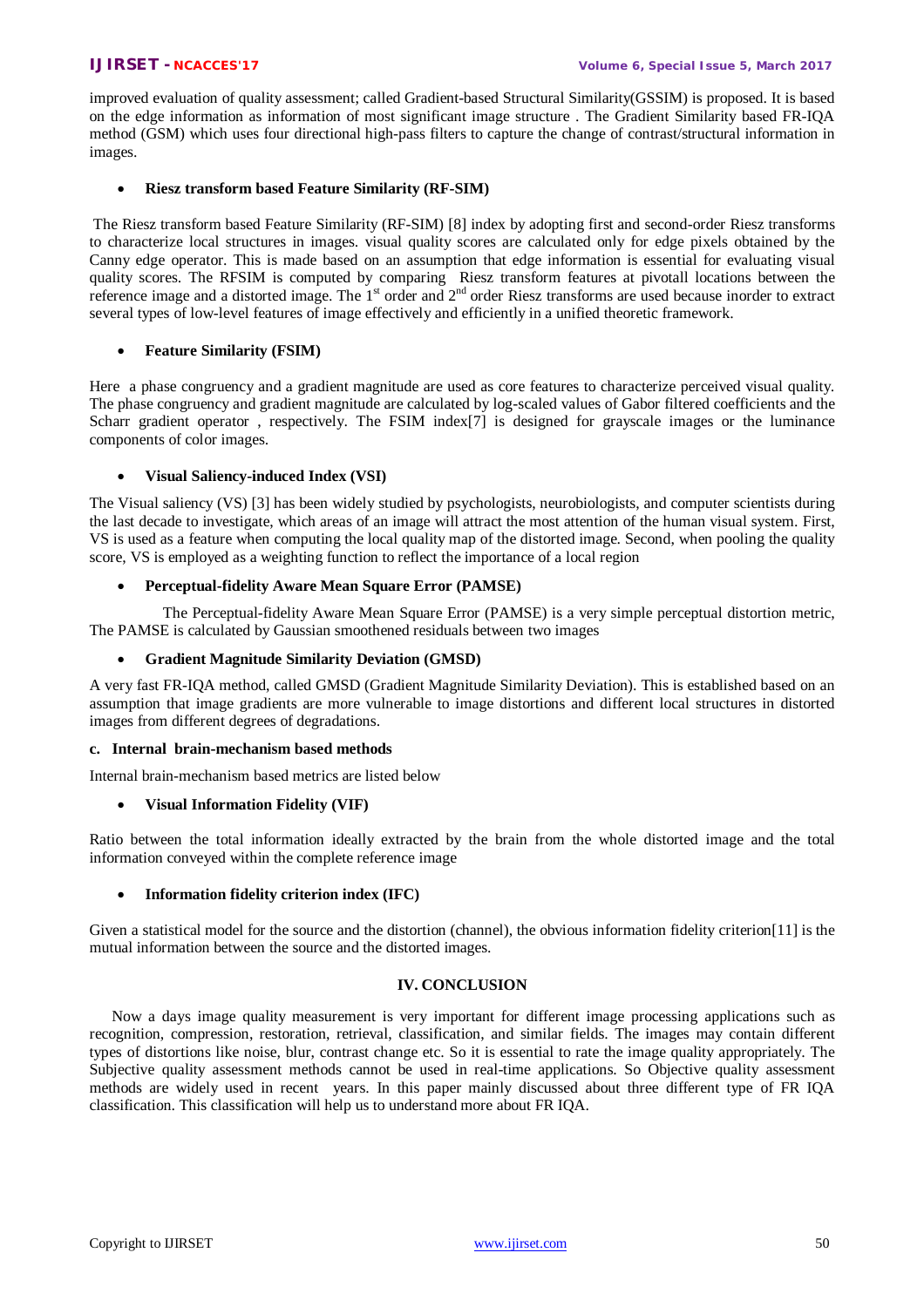improved evaluation of quality assessment; called Gradient-based Structural Similarity(GSSIM) is proposed. It is based on the edge information as information of most significant image structure . The Gradient Similarity based FR-IQA method (GSM) which uses four directional high-pass filters to capture the change of contrast/structural information in images.

- **Riesz transform based Feature Similarity (RF-SIM)**

The Riesz transform based Feature Similarity (RF-SIM) [8] index by adopting first and second-order Riesz transforms to characterize local structures in images. visual quality scores are calculated only for edge pixels obtained by the Canny edge operator. This is made based on an assumption that edge information is essential for evaluating visual quality scores. The RFSIM is computed by comparing Riesz transform features at pivotall locations between the reference image and a distorted image. The 1st order and 2nd order Riesz transforms are used because inorder to extract several types of low-level features of image effectively and efficiently in a unified theoretic framework.

- **Feature Similarity (FSIM)**

Here a phase congruency and a gradient magnitude are used as core features to characterize perceived visual quality. The phase congruency and gradient magnitude are calculated by log-scaled values of Gabor filtered coefficients and the Scharr gradient operator , respectively. The FSIM index[7] is designed for grayscale images or the luminance components of color images.

- **Visual Saliency-induced Index (VSI)**

The Visual saliency (VS) [3] has been widely studied by psychologists, neurobiologists, and computer scientists during the last decade to investigate, which areas of an image will attract the most attention of the human visual system. First, VS is used as a feature when computing the local quality map of the distorted image. Second, when pooling the quality score, VS is employed as a weighting function to reflect the importance of a local region

- **Perceptual-fidelity Aware Mean Square Error (PAMSE)**

The Perceptual-fidelity Aware Mean Square Error (PAMSE) is a very simple perceptual distortion metric, The PAMSE is calculated by Gaussian smoothened residuals between two images

- **Gradient Magnitude Similarity Deviation (GMSD)**

A very fast FR-IQA method, called GMSD (Gradient Magnitude Similarity Deviation). This is established based on an assumption that image gradients are more vulnerable to image distortions and different local structures in distorted images from different degrees of degradations.

**c. Internal brain-mechanism based methods**

Internal brain-mechanism based metrics are listed below

- **Visual Information Fidelity (VIF)**

Ratio between the total information ideally extracted by the brain from the whole distorted image and the total information conveyed within the complete reference image

- **Information fidelity criterion index (IFC)**

Given a statistical model for the source and the distortion (channel), the obvious information fidelity criterion[11] is the mutual information between the source and the distorted images.

## IV. CONCLUSION

Now a days image quality measurement is very important for different image processing applications such as recognition, compression, restoration, retrieval, classification, and similar fields. The images may contain different types of distortions like noise, blur, contrast change etc. So it is essential to rate the image quality appropriately. The Subjective quality assessment methods cannot be used in real-time applications. So Objective quality assessment methods are widely used in recent years. In this paper mainly discussed about three different type of FR IQA classification. This classification will help us to understand more about FR IQA.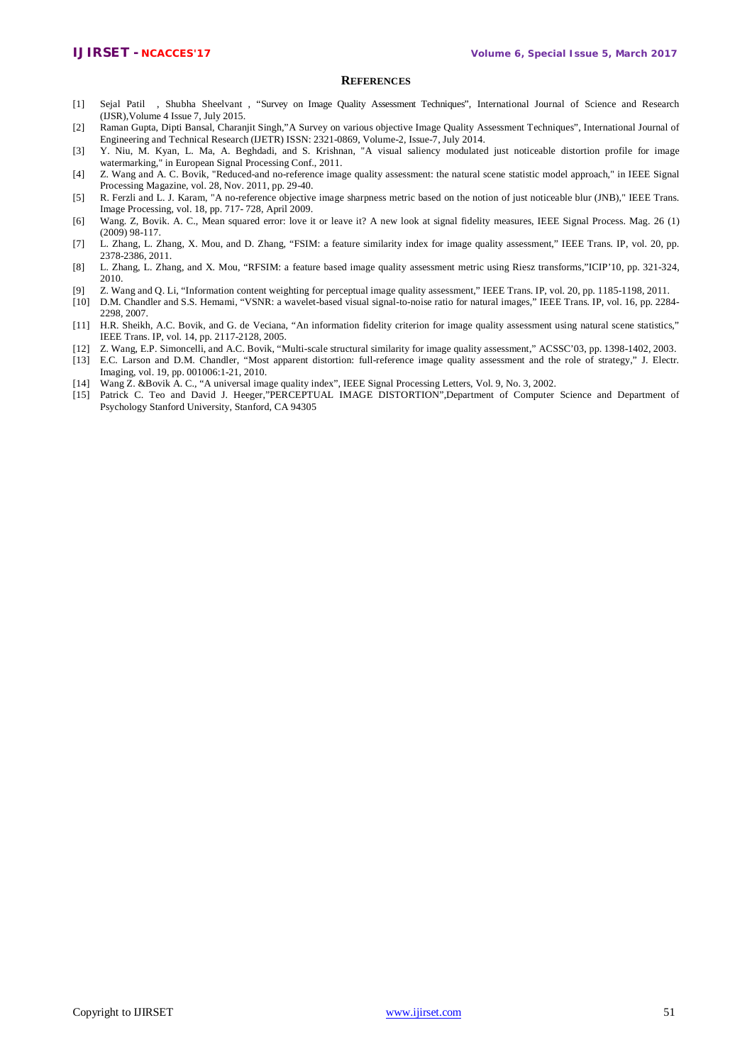## REFERENCES

[1] Sejal Patil , Shubha Sheelvant , "Survey on Image Quality Assessment Techniques", International Journal of Science and Research (IJSR),Volume 4 Issue 7, July 2015.

[2] Raman Gupta, Dipti Bansal, Charanjit Singh,"A Survey on various objective Image Quality Assessment Techniques", International Journal of Engineering and Technical Research (IJETR) ISSN: 2321-0869, Volume-2, Issue-7, July 2014.

[3] Y. Niu, M. Kyan, L. Ma, A. Beghdadi, and S. Krishnan, "A visual saliency modulated just noticeable distortion profile for image watermarking," in European Signal Processing Conf., 2011.

[4] Z. Wang and A. C. Bovik, "Reduced-and no-reference image quality assessment: the natural scene statistic model approach," in IEEE Signal Processing Magazine, vol. 28, Nov. 2011, pp. 29-40.

[5] R. Ferzli and L. J. Karam, "A no-reference objective image sharpness metric based on the notion of just noticeable blur (JNB)," IEEE Trans. Image Processing, vol. 18, pp. 717- 728, April 2009.

[6] Wang. Z, Bovik. A. C., Mean squared error: love it or leave it? A new look at signal fidelity measures, IEEE Signal Process. Mag. 26 (1) (2009) 98-117.

[7] L. Zhang, L. Zhang, X. Mou, and D. Zhang, "FSIM: a feature similarity index for image quality assessment," IEEE Trans. IP, vol. 20, pp. 2378-2386, 2011.

[8] L. Zhang, L. Zhang, and X. Mou, "RFSIM: a feature based image quality assessment metric using Riesz transforms,"ICIP'10, pp. 321-324, 2010.

[9] Z. Wang and Q. Li, "Information content weighting for perceptual image quality assessment," IEEE Trans. IP, vol. 20, pp. 1185-1198, 2011.

[10] D.M. Chandler and S.S. Hemami, "VSNR: a wavelet-based visual signal-to-noise ratio for natural images," IEEE Trans. IP, vol. 16, pp. 2284-2298, 2007.

[11] H.R. Sheikh, A.C. Bovik, and G. de Veciana, "An information fidelity criterion for image quality assessment using natural scene statistics," IEEE Trans. IP, vol. 14, pp. 2117-2128, 2005.

[12] Z. Wang, E.P. Simoncelli, and A.C. Bovik, "Multi-scale structural similarity for image quality assessment," ACSSC'03, pp. 1398-1402, 2003.

[13] E.C. Larson and D.M. Chandler, "Most apparent distortion: full-reference image quality assessment and the role of strategy," J. Electr. Imaging, vol. 19, pp. 001006:1-21, 2010.

[14] Wang Z. &Bovik A. C., "A universal image quality index", IEEE Signal Processing Letters, Vol. 9, No. 3, 2002.

[15] Patrick C. Teo and David J. Heeger,"PERCEPTUAL IMAGE DISTORTION",Department of Computer Science and Department of Psychology Stanford University, Stanford, CA 94305